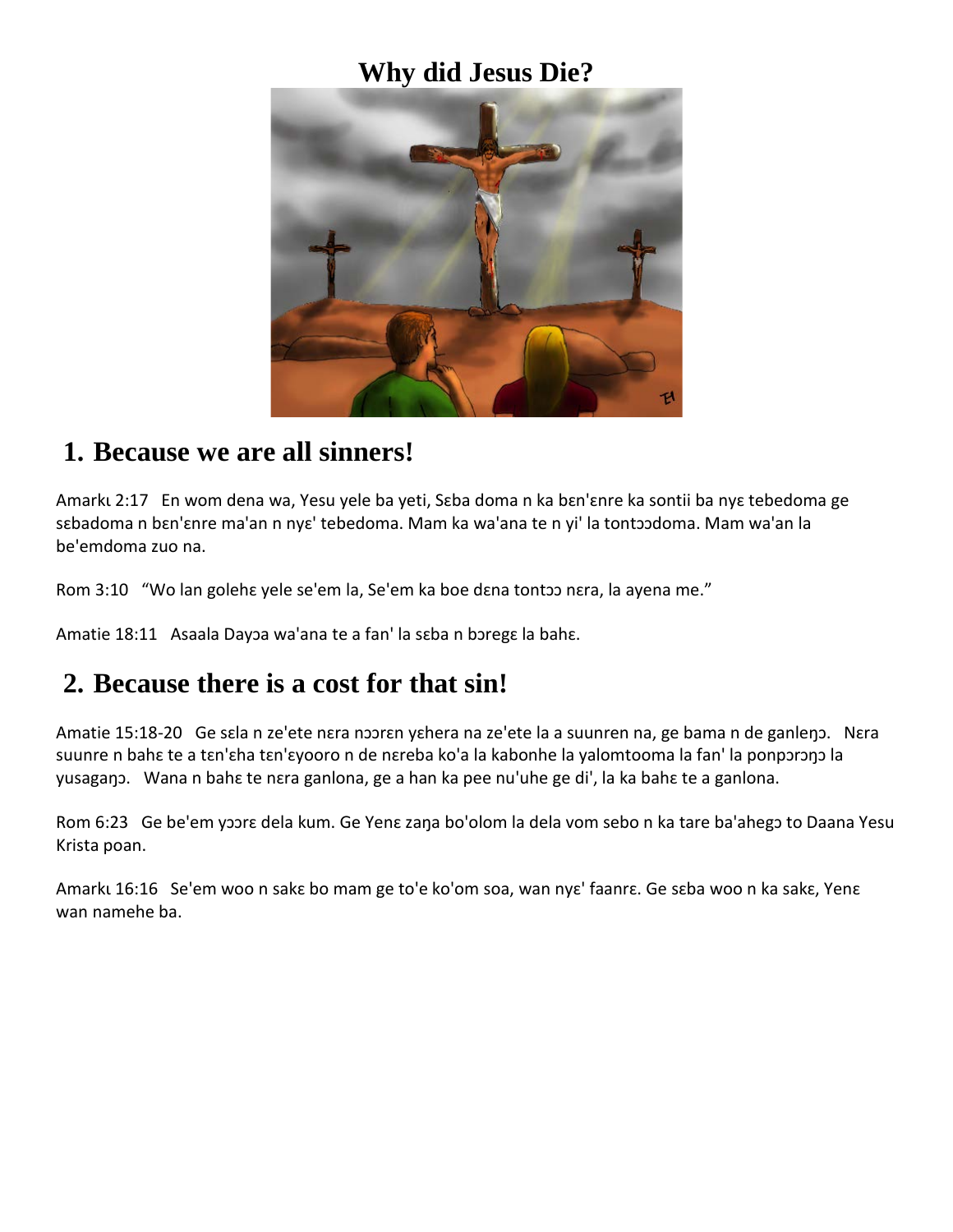# Why did Jesus Die?

## 1. Because we are all sinners!

Amarkɩ 2:17 En wom dena wa, Yesu yele ba yeti, Sɛba doma n ka bɛn'ɛnre ka sontii ba nyɛ tebedoma ge sɛbadoma n bɛn'ɛnre ma'an n nyɛ' tebedoma. Mam ka wa'ana te n yi' la tontɔɔdoma. Mam wa'an la be'emdoma zuo na.

Rom 3:10 "Wo lan golehɛ yele se'em la, Se'em ka boe dɛna tontɔɔ nɛra, la ayena me."

Amatie 18:11 Asaala Dayɔa wa'ana te a fan' la sɛba n bɔregɛ la bahɛ.

## 2. Because there is a cost for that sin!

Amatie 15:18-20 Ge sɛla n ze'ete nɛra nɔɔrɛn yɛhera na ze'ete la a suunren na, ge bama n de ganleŋɔ. Nɛra suunre n bahɛ te a tɛn'ɛha tɛn'ɛyooro n de nɛreba ko'a la kabonhe la yalomtooma la fan' la ponpɔrɔŋɔ la yusagaŋɔ. Wana n bahɛ te nɛra ganlona, ge a han ka pee nu'uhe ge di', la ka bahɛ te a ganlona.

Rom 6:23 Ge be'em yɔɔrɛ dela kum. Ge Yenɛ zaŋa bo'olom la dela vom sebo n ka tare ba'ahegɔ to Daana Yesu Krista poan.

Amarkɩ 16:16 Se'em woo n sakɛ bo mam ge to'e ko'om soa, wan nyɛ' faanrɛ. Ge sɛba woo n ka sakɛ, Yenɛ wan namehe ba.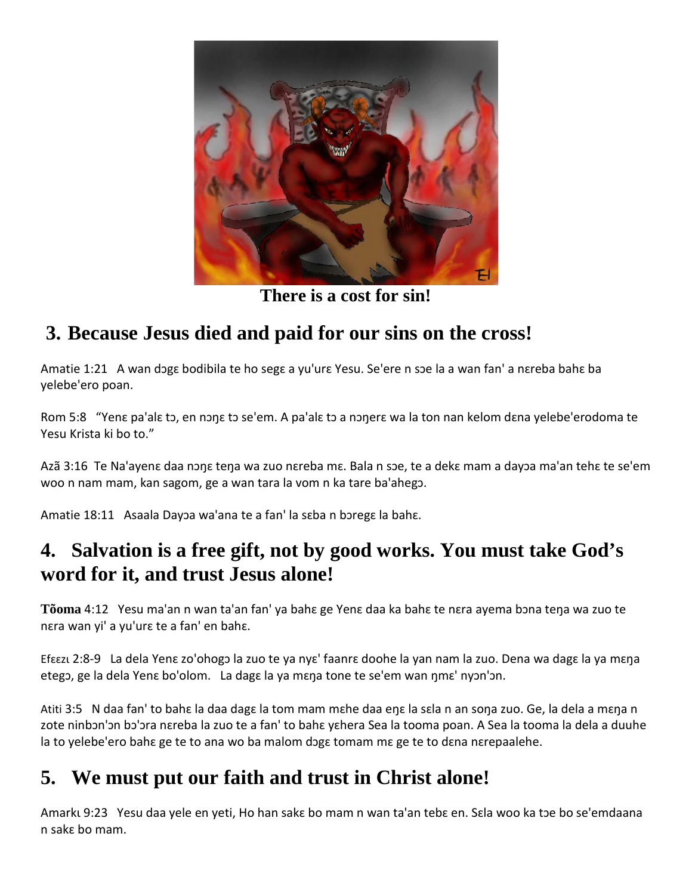There is a cost for sin!

## 3. Because Jesus died and paid for our sins on the cross!

Amatie 1:21 A wan dɔgɛ bodibila te ho segɛ a yu'urɛ Yesu. Se'ere n sɔe la a wan fan' a nɛreba bahɛ ba yelebe'ero poan.

Rom 5:8 "Yenɛ pa'alɛ tɔ, en nɔŋɛ tɔ se'em. A pa'alɛ tɔ a nɔŋerɛ wa la ton nan kelom dɛna yelebe'erodoma te Yesu Krista ki bo to."

Azã 3:16 Te Na'ayenɛ daa nɔŋɛ teŋa wa zuo nɛreba mɛ. Bala n sɔe, te a dekɛ mam a dayɔa ma'an tehɛ te se'em woo n nam mam, kan sagom, ge a wan tara la vom n ka tare ba'ahegɔ.

Amatie 18:11 Asaala Dayɔa wa'ana te a fan' la sɛba n bɔregɛ la bahɛ.

## 4. Salvation is a free gift, not by good works. You must take God's word for it, and trust Jesus alone!

**Tõoma** 4:12 Yesu ma'an n wan ta'an fan' ya bahɛ ge Yenɛ daa ka bahɛ te nɛra ayema bɔna teŋa wa zuo te nɛra wan yi' a yu'urɛ te a fan' en bahɛ.

Efɛɛzɩ 2:8-9 La dela Yenɛ zo'ohogɔ la zuo te ya nyɛ' faanrɛ doohe la yan nam la zuo. Dena wa dagɛ la ya mɛŋa etegɔ, ge la dela Yenɛ bo'olom. La dagɛ la ya mɛŋa tone te se'em wan ŋmɛ' nyɔn'ɔn.

Atiti 3:5 N daa fan' to bahɛ la daa dagɛ la tom mam mɛhe daa eŋɛ la sɛla n an soŋa zuo. Ge, la dela a mɛŋa n zote ninbɔn'ɔn bɔ'ɔra nɛreba la zuo te a fan' to bahɛ yɛhera Sea la tooma poan. A Sea la tooma la dela a duuhe la to yelebe'ero bahɛ ge te to ana wo ba malom dɔgɛ tomam mɛ ge te to dɛna nɛrepaalehe.

## 5. We must put our faith and trust in Christ alone!

Amarkɩ 9:23 Yesu daa yele en yeti, Ho han sakɛ bo mam n wan ta'an tebɛ en. Sɛla woo ka tɔe bo se'emdaana n sakɛ bo mam.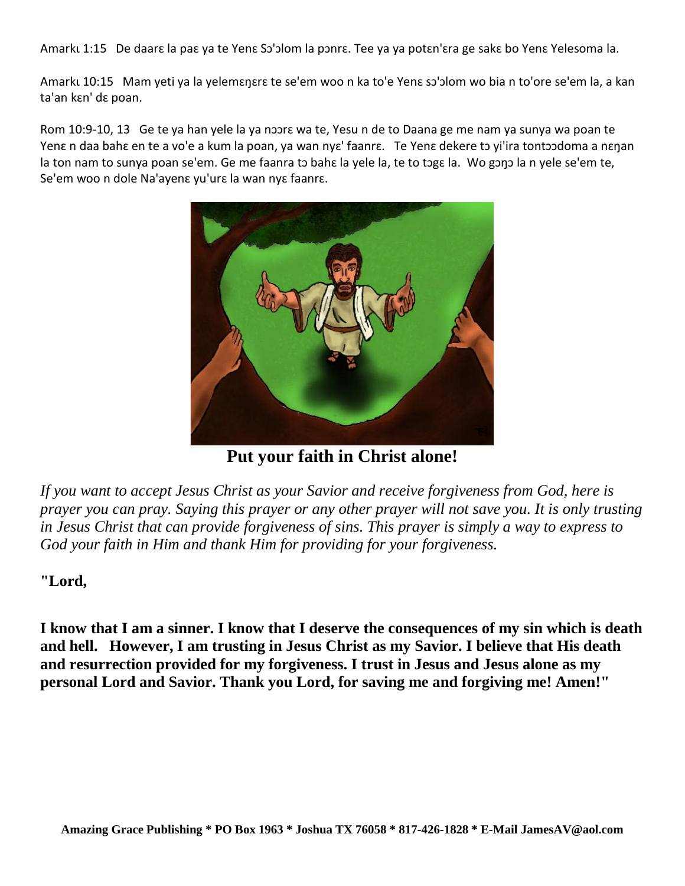Amarkɩ 1:15   De daarɛ la paɛ ya te Yenɛ Sɔ'ɔlom la pɔnrɛ. Tee ya ya potɛn'ɛra ge sakɛ bo Yenɛ Yelesoma la.

Amarkɩ 10:15   Mam yeti ya la yelemɛŋɛrɛ te se'em woo n ka to'e Yenɛ sɔ'ɔlom wo bia n to'ore se'em la, a kan ta'an kɛn' dɛ poan.

Rom 10:9-10, 13   Ge te ya han yele la ya nɔɔrɛ wa te, Yesu n de to Daana ge me nam ya sunya wa poan te Yenɛ n daa bahɛ en te a vo'e a kum la poan, ya wan nyɛ' faanrɛ.   Te Yenɛ dekere tɔ yi'ira tontɔɔdoma a nɛŋan la ton nam to sunya poan se'em. Ge me faanra tɔ bahɛ la yele la, te to tɔgɛ la.  Wo gɔŋɔ la n yele se'em te, Se'em woo n dole Na'ayenɛ yu'urɛ la wan nyɛ faanrɛ.

**Put your faith in Christ alone!**

*If you want to accept Jesus Christ as your Savior and receive forgiveness from God, here is prayer you can pray. Saying this prayer or any other prayer will not save you. It is only trusting in Jesus Christ that can provide forgiveness of sins. This prayer is simply a way to express to God your faith in Him and thank Him for providing for your forgiveness.*

**"Lord,**

**I know that I am a sinner. I know that I deserve the consequences of my sin which is death and hell.   However, I am trusting in Jesus Christ as my Savior. I believe that His death and resurrection provided for my forgiveness. I trust in Jesus and Jesus alone as my personal Lord and Savior. Thank you Lord, for saving me and forgiving me! Amen!"**

**Amazing Grace Publishing * PO Box 1963 * Joshua TX 76058 * 817-426-1828 * E-Mail JamesAV@aol.com**